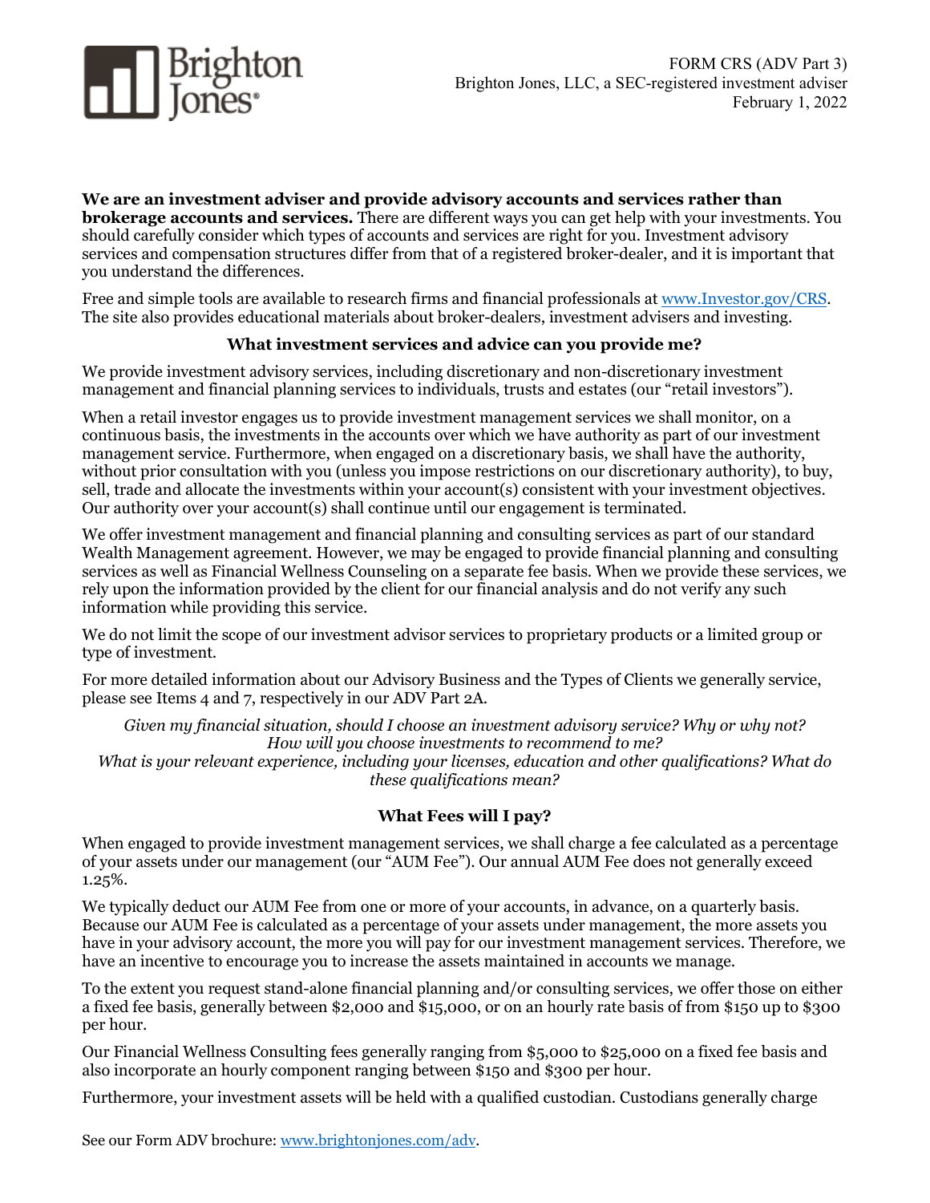FORM CRS (ADV Part 3)
Brighton Jones, LLC, a SEC-registered investment adviser
February 1, 2022

**We are an investment adviser and provide advisory accounts and services rather than brokerage accounts and services.** There are different ways you can get help with your investments. You should carefully consider which types of accounts and services are right for you. Investment advisory services and compensation structures differ from that of a registered broker-dealer, and it is important that you understand the differences.

Free and simple tools are available to research firms and financial professionals at [www.Investor.gov/CRS](http://www.Investor.gov/CRS). The site also provides educational materials about broker-dealers, investment advisers and investing.

### What investment services and advice can you provide me?

We provide investment advisory services, including discretionary and non-discretionary investment management and financial planning services to individuals, trusts and estates (our "retail investors").

When a retail investor engages us to provide investment management services we shall monitor, on a continuous basis, the investments in the accounts over which we have authority as part of our investment management service. Furthermore, when engaged on a discretionary basis, we shall have the authority, without prior consultation with you (unless you impose restrictions on our discretionary authority), to buy, sell, trade and allocate the investments within your account(s) consistent with your investment objectives. Our authority over your account(s) shall continue until our engagement is terminated.

We offer investment management and financial planning and consulting services as part of our standard Wealth Management agreement. However, we may be engaged to provide financial planning and consulting services as well as Financial Wellness Counseling on a separate fee basis. When we provide these services, we rely upon the information provided by the client for our financial analysis and do not verify any such information while providing this service.

We do not limit the scope of our investment advisor services to proprietary products or a limited group or type of investment.

For more detailed information about our Advisory Business and the Types of Clients we generally service, please see Items 4 and 7, respectively in our ADV Part 2A.

*Given my financial situation, should I choose an investment advisory service? Why or why not?*
*How will you choose investments to recommend to me?*
*What is your relevant experience, including your licenses, education and other qualifications? What do these qualifications mean?*

### What Fees will I pay?

When engaged to provide investment management services, we shall charge a fee calculated as a percentage of your assets under our management (our "AUM Fee"). Our annual AUM Fee does not generally exceed 1.25%.

We typically deduct our AUM Fee from one or more of your accounts, in advance, on a quarterly basis. Because our AUM Fee is calculated as a percentage of your assets under management, the more assets you have in your advisory account, the more you will pay for our investment management services. Therefore, we have an incentive to encourage you to increase the assets maintained in accounts we manage.

To the extent you request stand-alone financial planning and/or consulting services, we offer those on either a fixed fee basis, generally between $2,000 and $15,000, or on an hourly rate basis of from $150 up to $300 per hour.

Our Financial Wellness Consulting fees generally ranging from $5,000 to $25,000 on a fixed fee basis and also incorporate an hourly component ranging between $150 and $300 per hour.

Furthermore, your investment assets will be held with a qualified custodian. Custodians generally charge

See our Form ADV brochure: [www.brightonjones.com/adv](http://www.brightonjones.com/adv).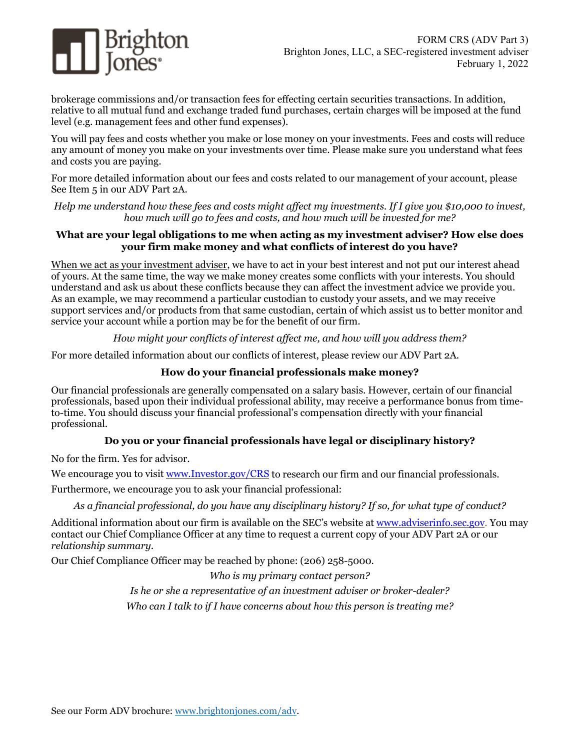brokerage commissions and/or transaction fees for effecting certain securities transactions. In addition, relative to all mutual fund and exchange traded fund purchases, certain charges will be imposed at the fund level (e.g. management fees and other fund expenses).

You will pay fees and costs whether you make or lose money on your investments. Fees and costs will reduce any amount of money you make on your investments over time. Please make sure you understand what fees and costs you are paying.

For more detailed information about our fees and costs related to our management of your account, please See Item 5 in our ADV Part 2A.

*Help me understand how these fees and costs might affect my investments. If I give you $10,000 to invest, how much will go to fees and costs, and how much will be invested for me?*

### What are your legal obligations to me when acting as my investment adviser? How else does your firm make money and what conflicts of interest do you have?

When we act as your investment adviser, we have to act in your best interest and not put our interest ahead of yours. At the same time, the way we make money creates some conflicts with your interests. You should understand and ask us about these conflicts because they can affect the investment advice we provide you. As an example, we may recommend a particular custodian to custody your assets, and we may receive support services and/or products from that same custodian, certain of which assist us to better monitor and service your account while a portion may be for the benefit of our firm.

*How might your conflicts of interest affect me, and how will you address them?*

For more detailed information about our conflicts of interest, please review our ADV Part 2A.

### How do your financial professionals make money?

Our financial professionals are generally compensated on a salary basis. However, certain of our financial professionals, based upon their individual professional ability, may receive a performance bonus from time-to-time. You should discuss your financial professional's compensation directly with your financial professional.

### Do you or your financial professionals have legal or disciplinary history?

No for the firm. Yes for advisor.

We encourage you to visit www.Investor.gov/CRS to research our firm and our financial professionals.

Furthermore, we encourage you to ask your financial professional:

*As a financial professional, do you have any disciplinary history? If so, for what type of conduct?*

Additional information about our firm is available on the SEC's website at www.adviserinfo.sec.gov. You may contact our Chief Compliance Officer at any time to request a current copy of your ADV Part 2A or our *relationship summary*.

Our Chief Compliance Officer may be reached by phone: (206) 258-5000.

*Who is my primary contact person?*

*Is he or she a representative of an investment adviser or broker-dealer?*

*Who can I talk to if I have concerns about how this person is treating me?*

See our Form ADV brochure: www.brightonjones.com/adv.